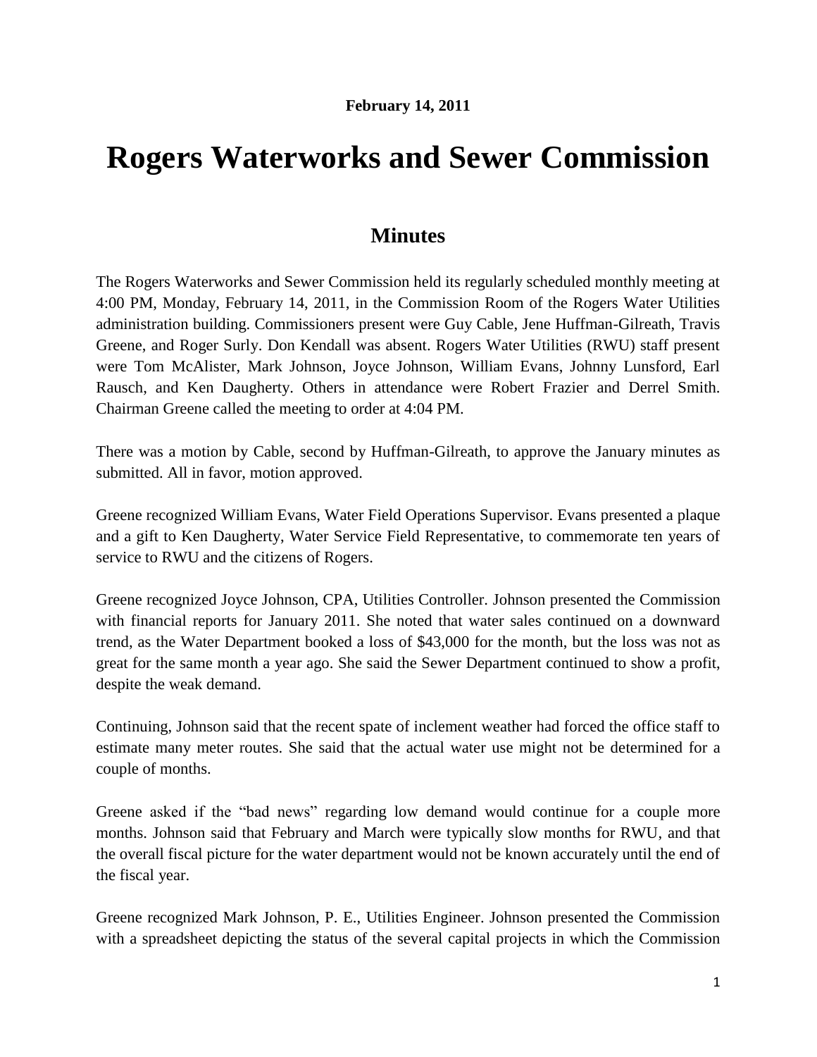**February 14, 2011**

# Rogers Waterworks and Sewer Commission

## Minutes

The Rogers Waterworks and Sewer Commission held its regularly scheduled monthly meeting at 4:00 PM, Monday, February 14, 2011, in the Commission Room of the Rogers Water Utilities administration building. Commissioners present were Guy Cable, Jene Huffman-Gilreath, Travis Greene, and Roger Surly. Don Kendall was absent. Rogers Water Utilities (RWU) staff present were Tom McAlister, Mark Johnson, Joyce Johnson, William Evans, Johnny Lunsford, Earl Rausch, and Ken Daugherty. Others in attendance were Robert Frazier and Derrel Smith. Chairman Greene called the meeting to order at 4:04 PM.

There was a motion by Cable, second by Huffman-Gilreath, to approve the January minutes as submitted. All in favor, motion approved.

Greene recognized William Evans, Water Field Operations Supervisor. Evans presented a plaque and a gift to Ken Daugherty, Water Service Field Representative, to commemorate ten years of service to RWU and the citizens of Rogers.

Greene recognized Joyce Johnson, CPA, Utilities Controller. Johnson presented the Commission with financial reports for January 2011. She noted that water sales continued on a downward trend, as the Water Department booked a loss of $43,000 for the month, but the loss was not as great for the same month a year ago. She said the Sewer Department continued to show a profit, despite the weak demand.

Continuing, Johnson said that the recent spate of inclement weather had forced the office staff to estimate many meter routes. She said that the actual water use might not be determined for a couple of months.

Greene asked if the "bad news" regarding low demand would continue for a couple more months. Johnson said that February and March were typically slow months for RWU, and that the overall fiscal picture for the water department would not be known accurately until the end of the fiscal year.

Greene recognized Mark Johnson, P. E., Utilities Engineer. Johnson presented the Commission with a spreadsheet depicting the status of the several capital projects in which the Commission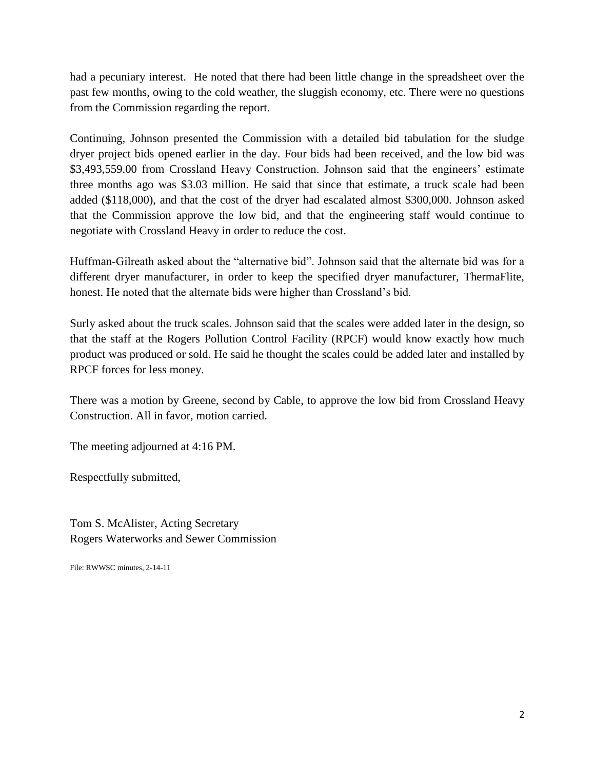had a pecuniary interest. He noted that there had been little change in the spreadsheet over the past few months, owing to the cold weather, the sluggish economy, etc. There were no questions from the Commission regarding the report.

Continuing, Johnson presented the Commission with a detailed bid tabulation for the sludge dryer project bids opened earlier in the day. Four bids had been received, and the low bid was $3,493,559.00 from Crossland Heavy Construction. Johnson said that the engineers' estimate three months ago was $3.03 million. He said that since that estimate, a truck scale had been added ($118,000), and that the cost of the dryer had escalated almost $300,000. Johnson asked that the Commission approve the low bid, and that the engineering staff would continue to negotiate with Crossland Heavy in order to reduce the cost.

Huffman-Gilreath asked about the "alternative bid". Johnson said that the alternate bid was for a different dryer manufacturer, in order to keep the specified dryer manufacturer, ThermaFlite, honest. He noted that the alternate bids were higher than Crossland's bid.

Surly asked about the truck scales. Johnson said that the scales were added later in the design, so that the staff at the Rogers Pollution Control Facility (RPCF) would know exactly how much product was produced or sold. He said he thought the scales could be added later and installed by RPCF forces for less money.

There was a motion by Greene, second by Cable, to approve the low bid from Crossland Heavy Construction. All in favor, motion carried.

The meeting adjourned at 4:16 PM.

Respectfully submitted,

Tom S. McAlister, Acting Secretary
Rogers Waterworks and Sewer Commission

File: RWWSC minutes, 2-14-11